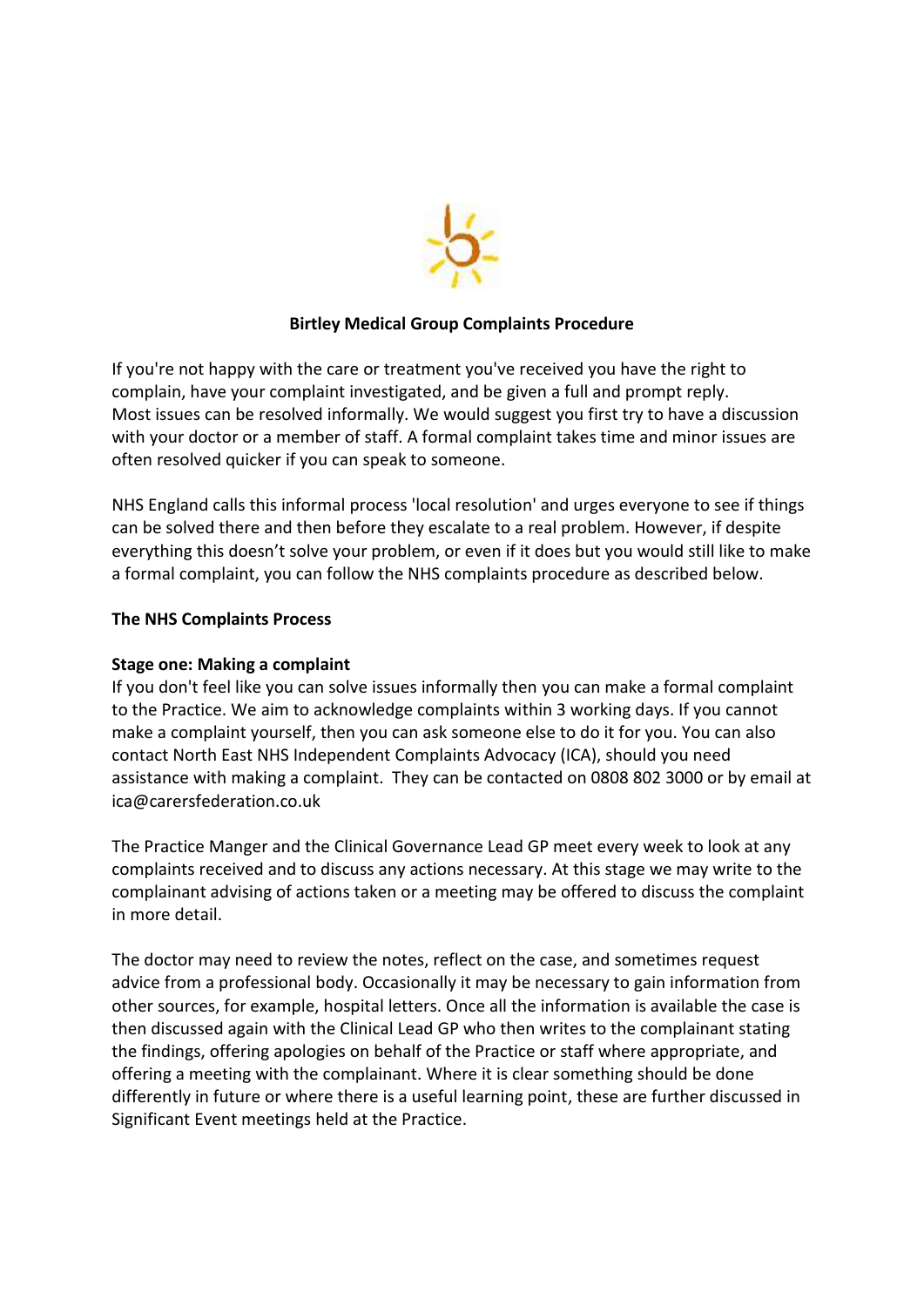**Birtley Medical Group Complaints Procedure**

If you're not happy with the care or treatment you've received you have the right to complain, have your complaint investigated, and be given a full and prompt reply. Most issues can be resolved informally. We would suggest you first try to have a discussion with your doctor or a member of staff. A formal complaint takes time and minor issues are often resolved quicker if you can speak to someone.

NHS England calls this informal process 'local resolution' and urges everyone to see if things can be solved there and then before they escalate to a real problem. However, if despite everything this doesn't solve your problem, or even if it does but you would still like to make a formal complaint, you can follow the NHS complaints procedure as described below.

**The NHS Complaints Process**

**Stage one: Making a complaint**

If you don't feel like you can solve issues informally then you can make a formal complaint to the Practice. We aim to acknowledge complaints within 3 working days. If you cannot make a complaint yourself, then you can ask someone else to do it for you. You can also contact North East NHS Independent Complaints Advocacy (ICA), should you need assistance with making a complaint. They can be contacted on 0808 802 3000 or by email at ica@carersfederation.co.uk

The Practice Manger and the Clinical Governance Lead GP meet every week to look at any complaints received and to discuss any actions necessary. At this stage we may write to the complainant advising of actions taken or a meeting may be offered to discuss the complaint in more detail.

The doctor may need to review the notes, reflect on the case, and sometimes request advice from a professional body. Occasionally it may be necessary to gain information from other sources, for example, hospital letters. Once all the information is available the case is then discussed again with the Clinical Lead GP who then writes to the complainant stating the findings, offering apologies on behalf of the Practice or staff where appropriate, and offering a meeting with the complainant. Where it is clear something should be done differently in future or where there is a useful learning point, these are further discussed in Significant Event meetings held at the Practice.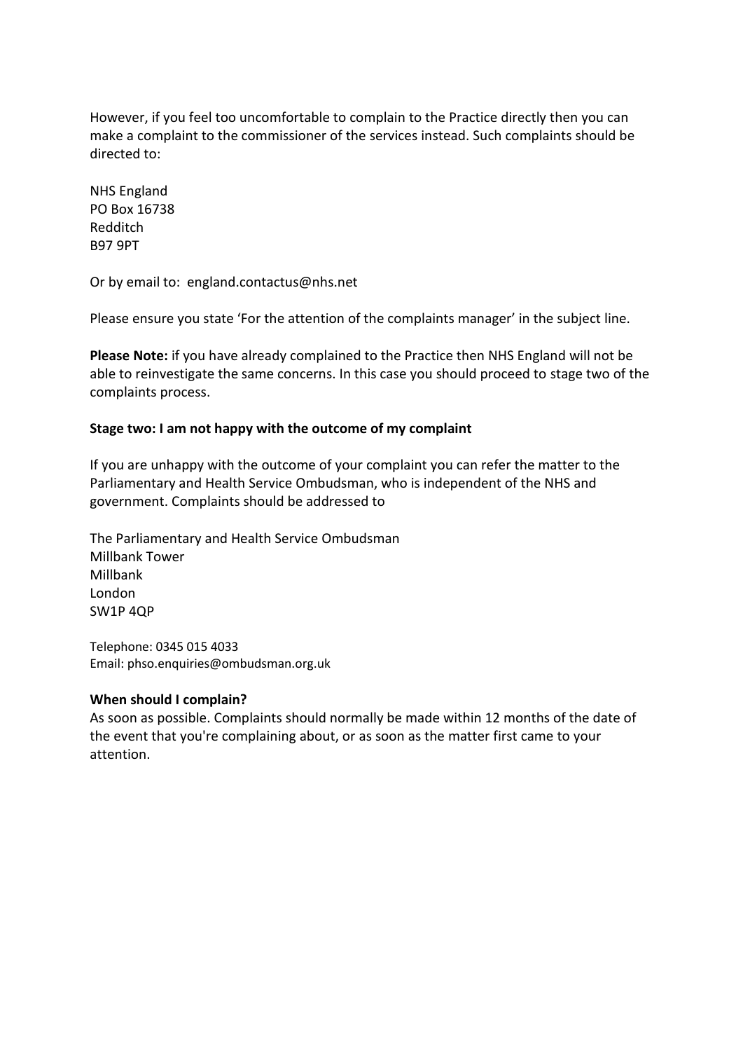However, if you feel too uncomfortable to complain to the Practice directly then you can make a complaint to the commissioner of the services instead. Such complaints should be directed to:

NHS England
PO Box 16738
Redditch
B97 9PT

Or by email to: england.contactus@nhs.net

Please ensure you state 'For the attention of the complaints manager' in the subject line.

**Please Note:** if you have already complained to the Practice then NHS England will not be able to reinvestigate the same concerns. In this case you should proceed to stage two of the complaints process.

**Stage two: I am not happy with the outcome of my complaint**

If you are unhappy with the outcome of your complaint you can refer the matter to the Parliamentary and Health Service Ombudsman, who is independent of the NHS and government. Complaints should be addressed to

The Parliamentary and Health Service Ombudsman
Millbank Tower
Millbank
London
SW1P 4QP

Telephone: 0345 015 4033
Email: phso.enquiries@ombudsman.org.uk

**When should I complain?**
As soon as possible. Complaints should normally be made within 12 months of the date of the event that you're complaining about, or as soon as the matter first came to your attention.